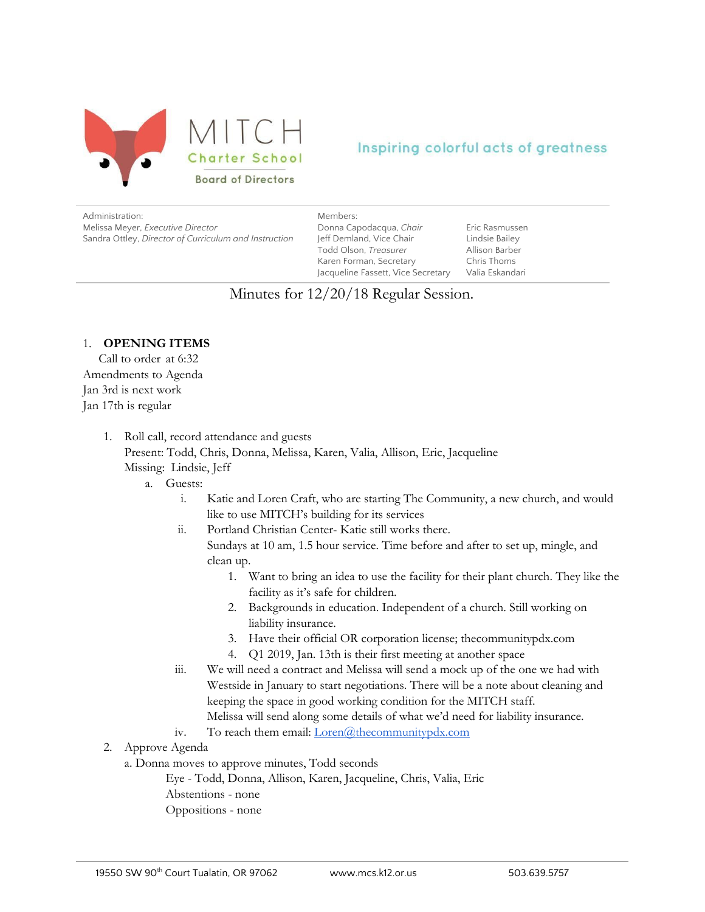MITCH

Charter School

Board of Directors

Inspiring colorful acts of greatness

Administration:
Melissa Meyer, *Executive Director*
Sandra Ottley, *Director of Curriculum and Instruction*

Members:
Donna Capodacqua, *Chair*
Jeff Demland, Vice Chair
Todd Olson, *Treasurer*
Karen Forman, Secretary
Jacqueline Fassett, Vice Secretary
Eric Rasmussen
Lindsie Bailey
Allison Barber
Chris Thoms
Valia Eskandari

# Minutes for 12/20/18 Regular Session.

1. **OPENING ITEMS**

Call to order at 6:32
Amendments to Agenda
Jan 3rd is next work
Jan 17th is regular

1. Roll call, record attendance and guests
   Present: Todd, Chris, Donna, Melissa, Karen, Valia, Allison, Eric, Jacqueline
   Missing: Lindsie, Jeff
   a. Guests:
      i. Katie and Loren Craft, who are starting The Community, a new church, and would like to use MITCH's building for its services
      ii. Portland Christian Center- Katie still works there.
          Sundays at 10 am, 1.5 hour service. Time before and after to set up, mingle, and clean up.
          1. Want to bring an idea to use the facility for their plant church. They like the facility as it's safe for children.
          2. Backgrounds in education. Independent of a church. Still working on liability insurance.
          3. Have their official OR corporation license; thecommunitypdx.com
          4. Q1 2019, Jan. 13th is their first meeting at another space
      iii. We will need a contract and Melissa will send a mock up of the one we had with Westside in January to start negotiations. There will be a note about cleaning and keeping the space in good working condition for the MITCH staff.
           Melissa will send along some details of what we'd need for liability insurance.
      iv. To reach them email: Loren@thecommunitypdx.com
2. Approve Agenda
   a. Donna moves to approve minutes, Todd seconds
      Eye - Todd, Donna, Allison, Karen, Jacqueline, Chris, Valia, Eric
      Abstentions - none
      Oppositions - none

19550 SW 90th Court Tualatin, OR 97062 www.mcs.k12.or.us 503.639.5757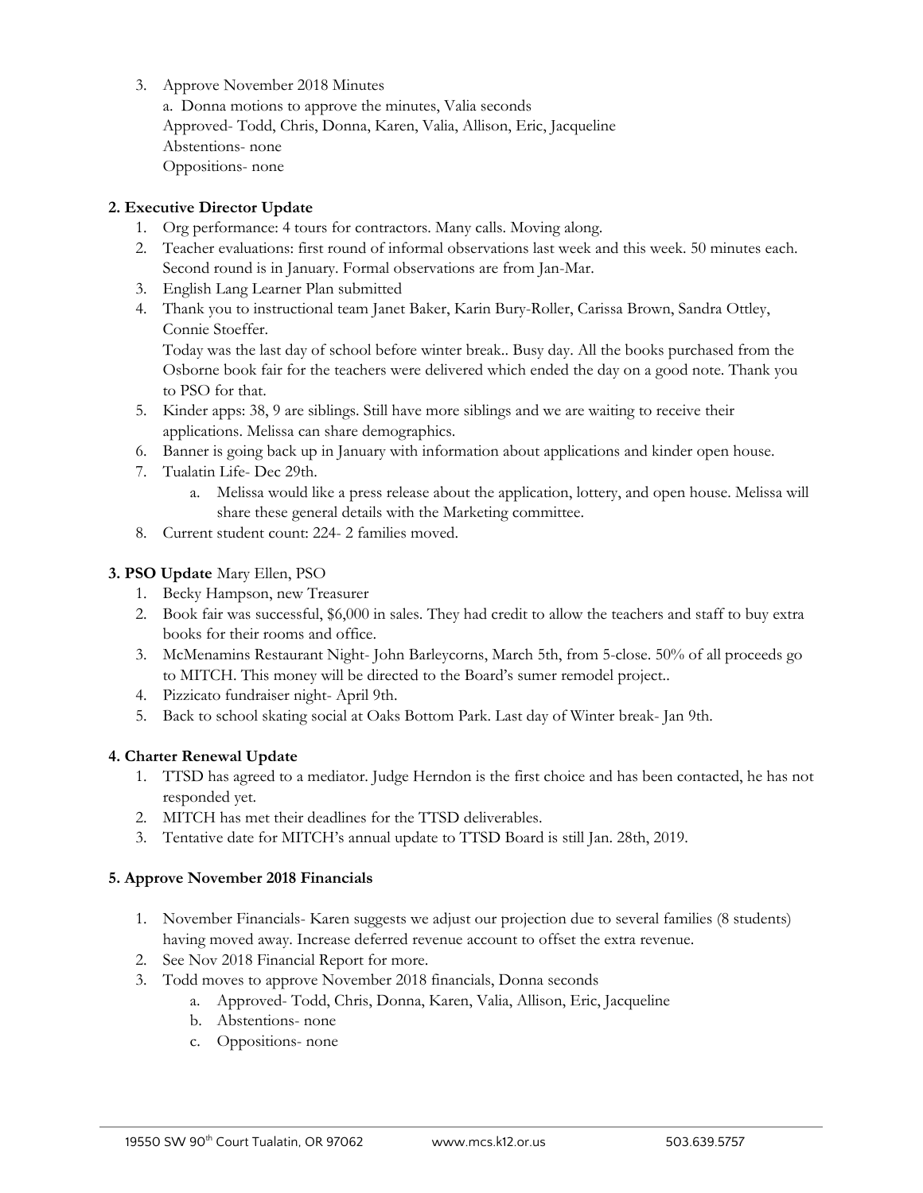3. Approve November 2018 Minutes
   a. Donna motions to approve the minutes, Valia seconds
   Approved- Todd, Chris, Donna, Karen, Valia, Allison, Eric, Jacqueline
   Abstentions- none
   Oppositions- none

**2. Executive Director Update**

1. Org performance: 4 tours for contractors. Many calls. Moving along.
2. Teacher evaluations: first round of informal observations last week and this week. 50 minutes each. Second round is in January. Formal observations are from Jan-Mar.
3. English Lang Learner Plan submitted
4. Thank you to instructional team Janet Baker, Karin Bury-Roller, Carissa Brown, Sandra Ottley, Connie Stoeffer.
   Today was the last day of school before winter break.. Busy day. All the books purchased from the Osborne book fair for the teachers were delivered which ended the day on a good note. Thank you to PSO for that.
5. Kinder apps: 38, 9 are siblings. Still have more siblings and we are waiting to receive their applications. Melissa can share demographics.
6. Banner is going back up in January with information about applications and kinder open house.
7. Tualatin Life- Dec 29th.
   a. Melissa would like a press release about the application, lottery, and open house. Melissa will share these general details with the Marketing committee.
8. Current student count: 224- 2 families moved.

**3. PSO Update** Mary Ellen, PSO

1. Becky Hampson, new Treasurer
2. Book fair was successful, $6,000 in sales. They had credit to allow the teachers and staff to buy extra books for their rooms and office.
3. McMenamins Restaurant Night- John Barleycorns, March 5th, from 5-close. 50% of all proceeds go to MITCH. This money will be directed to the Board's sumer remodel project..
4. Pizzicato fundraiser night- April 9th.
5. Back to school skating social at Oaks Bottom Park. Last day of Winter break- Jan 9th.

**4. Charter Renewal Update**

1. TTSD has agreed to a mediator. Judge Herndon is the first choice and has been contacted, he has not responded yet.
2. MITCH has met their deadlines for the TTSD deliverables.
3. Tentative date for MITCH's annual update to TTSD Board is still Jan. 28th, 2019.

**5. Approve November 2018 Financials**

1. November Financials- Karen suggests we adjust our projection due to several families (8 students) having moved away. Increase deferred revenue account to offset the extra revenue.
2. See Nov 2018 Financial Report for more.
3. Todd moves to approve November 2018 financials, Donna seconds
   a. Approved- Todd, Chris, Donna, Karen, Valia, Allison, Eric, Jacqueline
   b. Abstentions- none
   c. Oppositions- none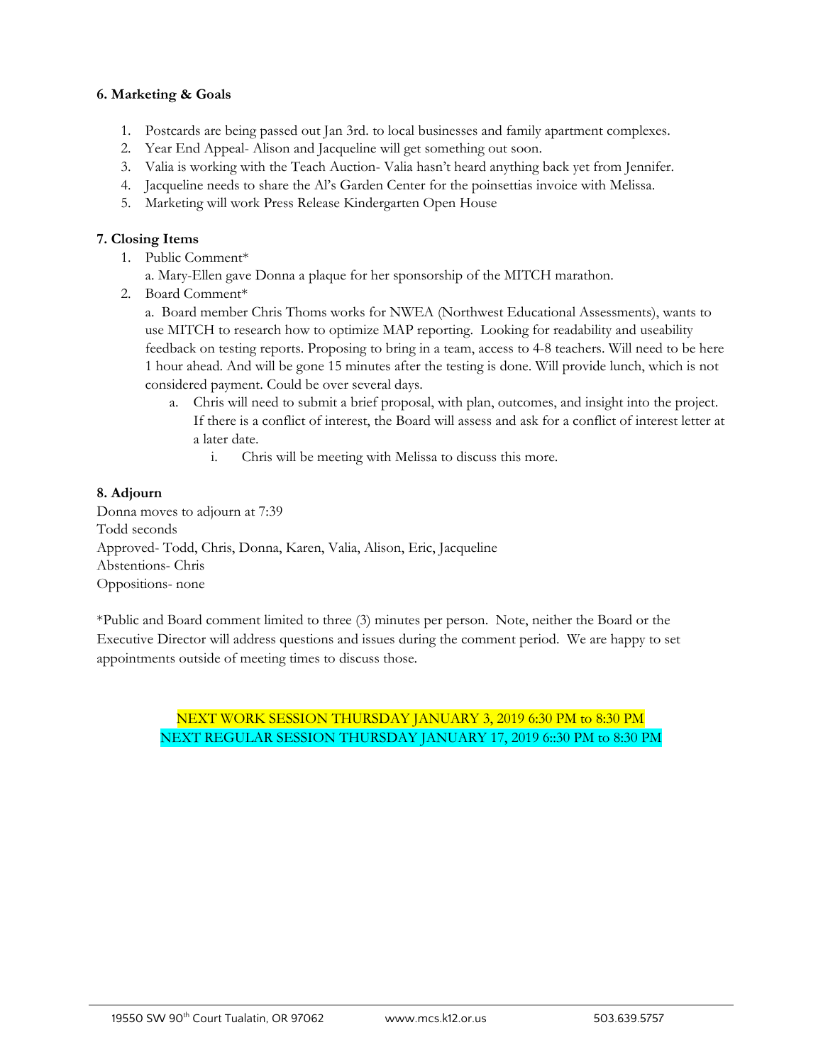**6. Marketing & Goals**

1. Postcards are being passed out Jan 3rd. to local businesses and family apartment complexes.
2. Year End Appeal- Alison and Jacqueline will get something out soon.
3. Valia is working with the Teach Auction- Valia hasn't heard anything back yet from Jennifer.
4. Jacqueline needs to share the Al's Garden Center for the poinsettias invoice with Melissa.
5. Marketing will work Press Release Kindergarten Open House

**7. Closing Items**

1. Public Comment*
   a. Mary-Ellen gave Donna a plaque for her sponsorship of the MITCH marathon.
2. Board Comment*
   a. Board member Chris Thoms works for NWEA (Northwest Educational Assessments), wants to use MITCH to research how to optimize MAP reporting. Looking for readability and useability feedback on testing reports. Proposing to bring in a team, access to 4-8 teachers. Will need to be here 1 hour ahead. And will be gone 15 minutes after the testing is done. Will provide lunch, which is not considered payment. Could be over several days.
      a. Chris will need to submit a brief proposal, with plan, outcomes, and insight into the project. If there is a conflict of interest, the Board will assess and ask for a conflict of interest letter at a later date.
         i. Chris will be meeting with Melissa to discuss this more.

**8. Adjourn**

Donna moves to adjourn at 7:39
Todd seconds
Approved- Todd, Chris, Donna, Karen, Valia, Alison, Eric, Jacqueline
Abstentions- Chris
Oppositions- none

*Public and Board comment limited to three (3) minutes per person. Note, neither the Board or the Executive Director will address questions and issues during the comment period. We are happy to set appointments outside of meeting times to discuss those.

NEXT WORK SESSION THURSDAY JANUARY 3, 2019 6:30 PM to 8:30 PM
NEXT REGULAR SESSION THURSDAY JANUARY 17, 2019 6::30 PM to 8:30 PM